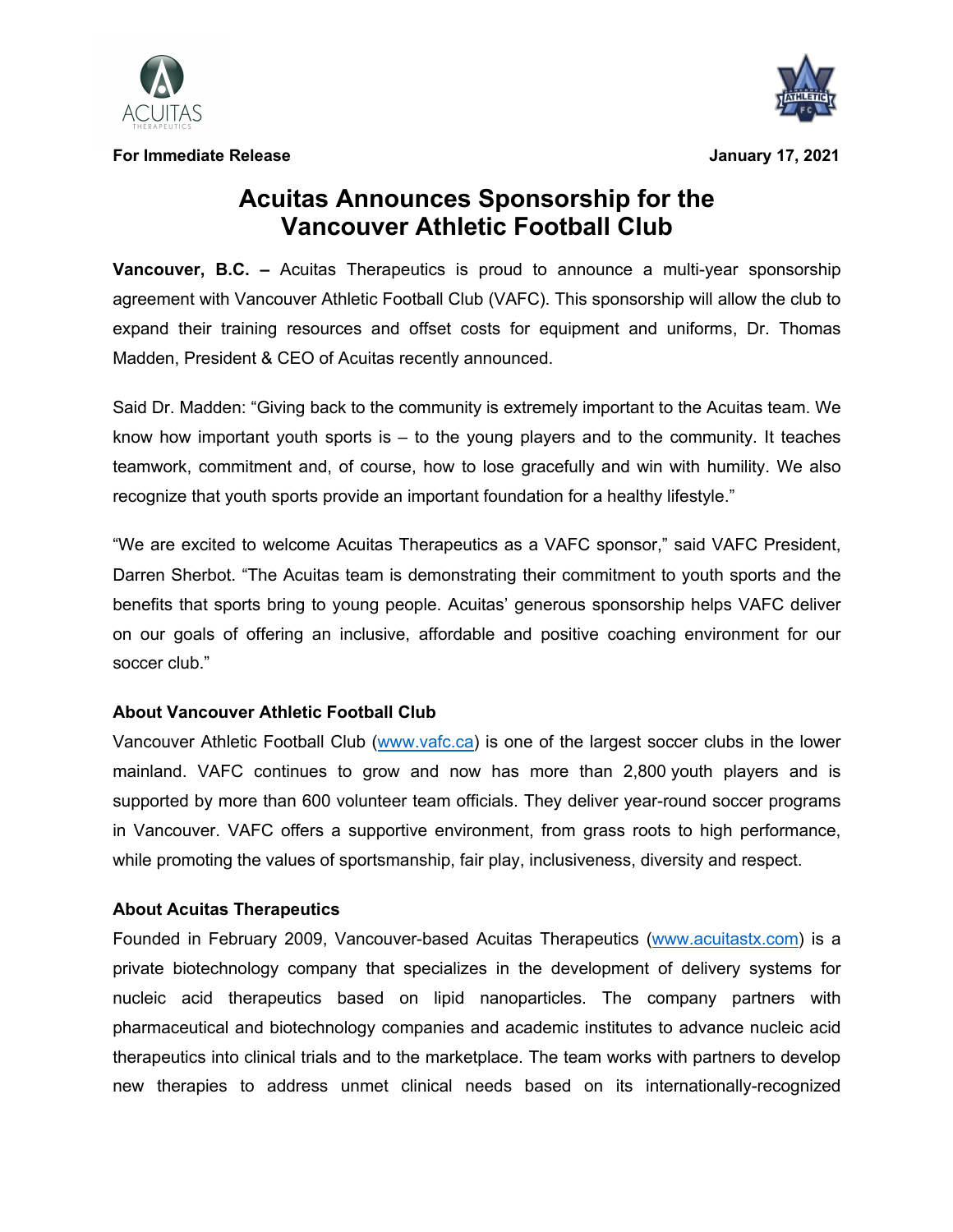**For Immediate Release** **January 17, 2021**

# Acuitas Announces Sponsorship for the Vancouver Athletic Football Club

**Vancouver, B.C. –** Acuitas Therapeutics is proud to announce a multi-year sponsorship agreement with Vancouver Athletic Football Club (VAFC). This sponsorship will allow the club to expand their training resources and offset costs for equipment and uniforms, Dr. Thomas Madden, President & CEO of Acuitas recently announced.

Said Dr. Madden: "Giving back to the community is extremely important to the Acuitas team. We know how important youth sports is – to the young players and to the community. It teaches teamwork, commitment and, of course, how to lose gracefully and win with humility. We also recognize that youth sports provide an important foundation for a healthy lifestyle."

"We are excited to welcome Acuitas Therapeutics as a VAFC sponsor," said VAFC President, Darren Sherbot. "The Acuitas team is demonstrating their commitment to youth sports and the benefits that sports bring to young people. Acuitas' generous sponsorship helps VAFC deliver on our goals of offering an inclusive, affordable and positive coaching environment for our soccer club."

### About Vancouver Athletic Football Club

Vancouver Athletic Football Club (www.vafc.ca) is one of the largest soccer clubs in the lower mainland. VAFC continues to grow and now has more than 2,800 youth players and is supported by more than 600 volunteer team officials. They deliver year-round soccer programs in Vancouver. VAFC offers a supportive environment, from grass roots to high performance, while promoting the values of sportsmanship, fair play, inclusiveness, diversity and respect.

### About Acuitas Therapeutics

Founded in February 2009, Vancouver-based Acuitas Therapeutics (www.acuitastx.com) is a private biotechnology company that specializes in the development of delivery systems for nucleic acid therapeutics based on lipid nanoparticles. The company partners with pharmaceutical and biotechnology companies and academic institutes to advance nucleic acid therapeutics into clinical trials and to the marketplace. The team works with partners to develop new therapies to address unmet clinical needs based on its internationally-recognized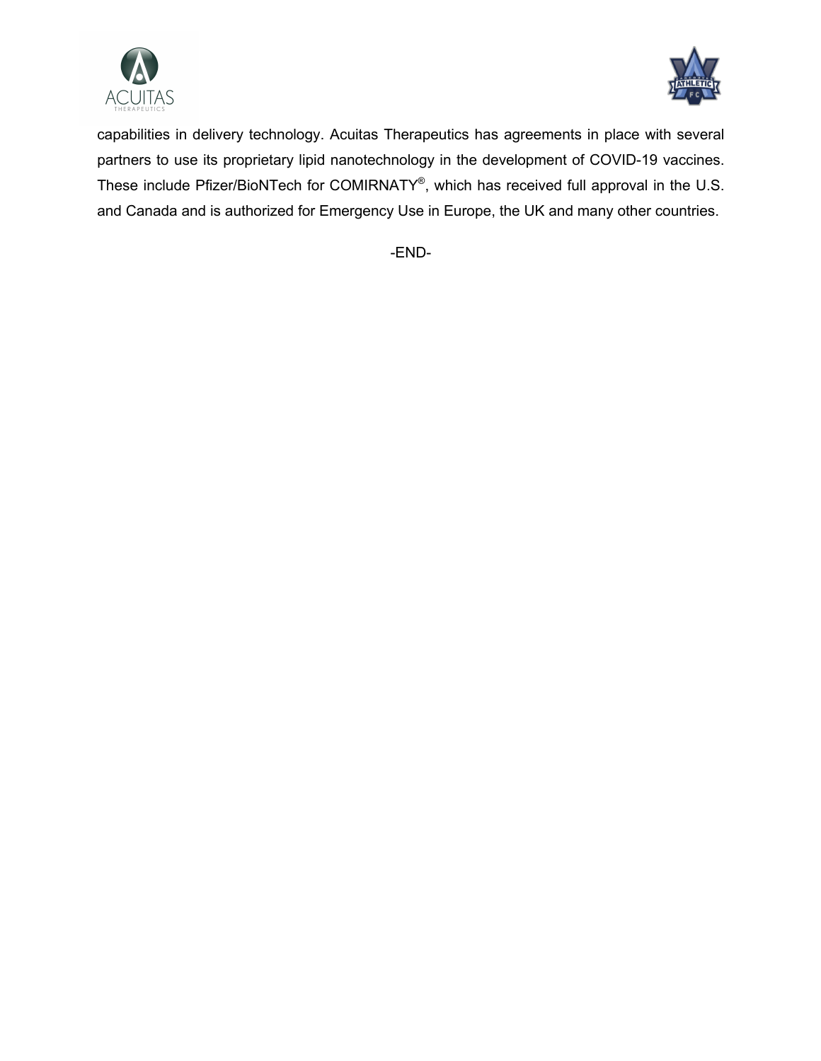capabilities in delivery technology. Acuitas Therapeutics has agreements in place with several partners to use its proprietary lipid nanotechnology in the development of COVID-19 vaccines. These include Pfizer/BioNTech for COMIRNATY®, which has received full approval in the U.S. and Canada and is authorized for Emergency Use in Europe, the UK and many other countries.

-END-